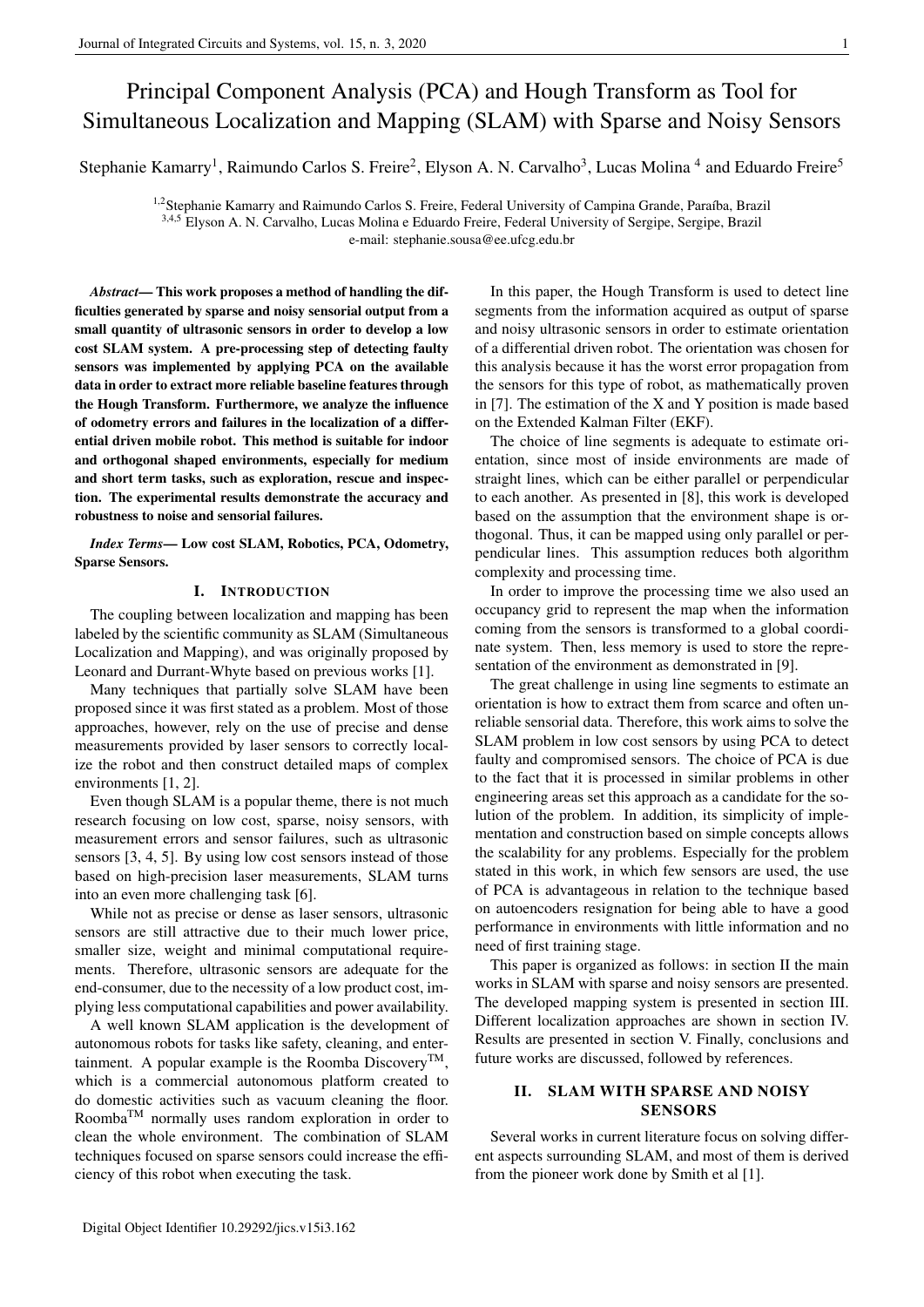# Principal Component Analysis (PCA) and Hough Transform as Tool for Simultaneous Localization and Mapping (SLAM) with Sparse and Noisy Sensors

Stephanie Kamarry[1], Raimundo Carlos S. Freire[2], Elyson A. N. Carvalho[3], Lucas Molina [4] and Eduardo Freire[5]

[1,2]Stephanie Kamarry and Raimundo Carlos S. Freire, Federal University of Campina Grande, Paraíba, Brazil
[3,4,5] Elyson A. N. Carvalho, Lucas Molina e Eduardo Freire, Federal University of Sergipe, Sergipe, Brazil
e-mail: stephanie.sousa@ee.ufcg.edu.br

***Abstract*— This work proposes a method of handling the difficulties generated by sparse and noisy sensorial output from a small quantity of ultrasonic sensors in order to develop a low cost SLAM system. A pre-processing step of detecting faulty sensors was implemented by applying PCA on the available data in order to extract more reliable baseline features through the Hough Transform. Furthermore, we analyze the influence of odometry errors and failures in the localization of a differential driven mobile robot. This method is suitable for indoor and orthogonal shaped environments, especially for medium and short term tasks, such as exploration, rescue and inspection. The experimental results demonstrate the accuracy and robustness to noise and sensorial failures.**

***Index Terms*— Low cost SLAM, Robotics, PCA, Odometry, Sparse Sensors.**

## I. Introduction

The coupling between localization and mapping has been labeled by the scientific community as SLAM (Simultaneous Localization and Mapping), and was originally proposed by Leonard and Durrant-Whyte based on previous works [1].

Many techniques that partially solve SLAM have been proposed since it was first stated as a problem. Most of those approaches, however, rely on the use of precise and dense measurements provided by laser sensors to correctly localize the robot and then construct detailed maps of complex environments [1, 2].

Even though SLAM is a popular theme, there is not much research focusing on low cost, sparse, noisy sensors, with measurement errors and sensor failures, such as ultrasonic sensors [3, 4, 5]. By using low cost sensors instead of those based on high-precision laser measurements, SLAM turns into an even more challenging task [6].

While not as precise or dense as laser sensors, ultrasonic sensors are still attractive due to their much lower price, smaller size, weight and minimal computational requirements. Therefore, ultrasonic sensors are adequate for the end-consumer, due to the necessity of a low product cost, implying less computational capabilities and power availability.

A well known SLAM application is the development of autonomous robots for tasks like safety, cleaning, and entertainment. A popular example is the Roomba Discovery$^{TM}$, which is a commercial autonomous platform created to do domestic activities such as vacuum cleaning the floor. Roomba$^{TM}$ normally uses random exploration in order to clean the whole environment. The combination of SLAM techniques focused on sparse sensors could increase the efficiency of this robot when executing the task.

In this paper, the Hough Transform is used to detect line segments from the information acquired as output of sparse and noisy ultrasonic sensors in order to estimate orientation of a differential driven robot. The orientation was chosen for this analysis because it has the worst error propagation from the sensors for this type of robot, as mathematically proven in [7]. The estimation of the X and Y position is made based on the Extended Kalman Filter (EKF).

The choice of line segments is adequate to estimate orientation, since most of inside environments are made of straight lines, which can be either parallel or perpendicular to each another. As presented in [8], this work is developed based on the assumption that the environment shape is orthogonal. Thus, it can be mapped using only parallel or perpendicular lines. This assumption reduces both algorithm complexity and processing time.

In order to improve the processing time we also used an occupancy grid to represent the map when the information coming from the sensors is transformed to a global coordinate system. Then, less memory is used to store the representation of the environment as demonstrated in [9].

The great challenge in using line segments to estimate an orientation is how to extract them from scarce and often unreliable sensorial data. Therefore, this work aims to solve the SLAM problem in low cost sensors by using PCA to detect faulty and compromised sensors. The choice of PCA is due to the fact that it is processed in similar problems in other engineering areas set this approach as a candidate for the solution of the problem. In addition, its simplicity of implementation and construction based on simple concepts allows the scalability for any problems. Especially for the problem stated in this work, in which few sensors are used, the use of PCA is advantageous in relation to the technique based on autoencoders resignation for being able to have a good performance in environments with little information and no need of first training stage.

This paper is organized as follows: in section II the main works in SLAM with sparse and noisy sensors are presented. The developed mapping system is presented in section III. Different localization approaches are shown in section IV. Results are presented in section V. Finally, conclusions and future works are discussed, followed by references.

## II. SLAM with Sparse and Noisy Sensors

Several works in current literature focus on solving different aspects surrounding SLAM, and most of them is derived from the pioneer work done by Smith et al [1].

Digital Object Identifier 10.29292/jics.v15i3.162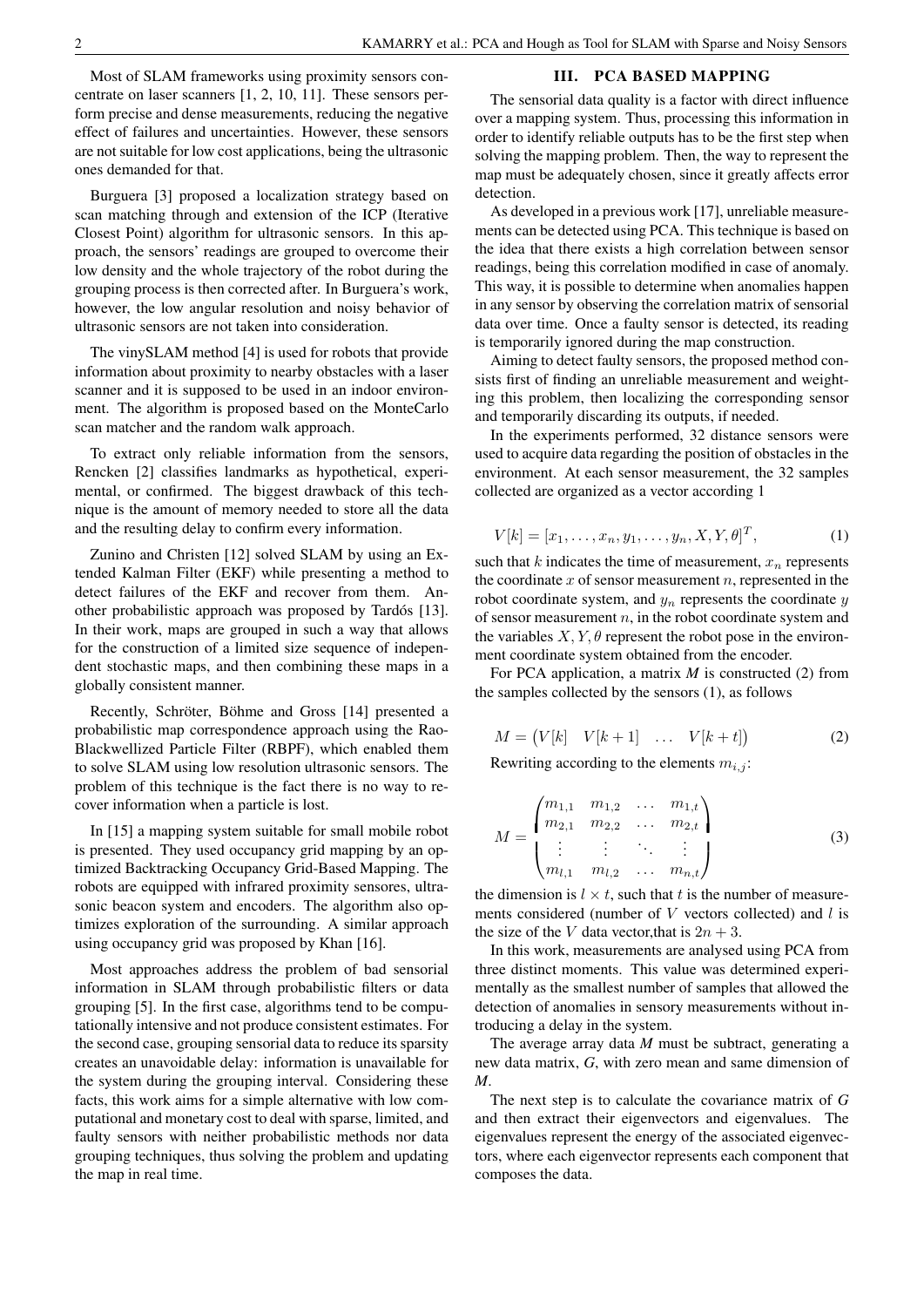Most of SLAM frameworks using proximity sensors concentrate on laser scanners [1, 2, 10, 11]. These sensors perform precise and dense measurements, reducing the negative effect of failures and uncertainties. However, these sensors are not suitable for low cost applications, being the ultrasonic ones demanded for that.

Burguera [3] proposed a localization strategy based on scan matching through and extension of the ICP (Iterative Closest Point) algorithm for ultrasonic sensors. In this approach, the sensors' readings are grouped to overcome their low density and the whole trajectory of the robot during the grouping process is then corrected after. In Burguera's work, however, the low angular resolution and noisy behavior of ultrasonic sensors are not taken into consideration.

The vinySLAM method [4] is used for robots that provide information about proximity to nearby obstacles with a laser scanner and it is supposed to be used in an indoor environment. The algorithm is proposed based on the MonteCarlo scan matcher and the random walk approach.

To extract only reliable information from the sensors, Rencken [2] classifies landmarks as hypothetical, experimental, or confirmed. The biggest drawback of this technique is the amount of memory needed to store all the data and the resulting delay to confirm every information.

Zunino and Christen [12] solved SLAM by using an Extended Kalman Filter (EKF) while presenting a method to detect failures of the EKF and recover from them. Another probabilistic approach was proposed by Tardós [13]. In their work, maps are grouped in such a way that allows for the construction of a limited size sequence of independent stochastic maps, and then combining these maps in a globally consistent manner.

Recently, Schröter, Böhme and Gross [14] presented a probabilistic map correspondence approach using the Rao-Blackwellized Particle Filter (RBPF), which enabled them to solve SLAM using low resolution ultrasonic sensors. The problem of this technique is the fact there is no way to recover information when a particle is lost.

In [15] a mapping system suitable for small mobile robot is presented. They used occupancy grid mapping by an optimized Backtracking Occupancy Grid-Based Mapping. The robots are equipped with infrared proximity sensores, ultrasonic beacon system and encoders. The algorithm also optimizes exploration of the surrounding. A similar approach using occupancy grid was proposed by Khan [16].

Most approaches address the problem of bad sensorial information in SLAM through probabilistic filters or data grouping [5]. In the first case, algorithms tend to be computationally intensive and not produce consistent estimates. For the second case, grouping sensorial data to reduce its sparsity creates an unavoidable delay: information is unavailable for the system during the grouping interval. Considering these facts, this work aims for a simple alternative with low computational and monetary cost to deal with sparse, limited, and faulty sensors with neither probabilistic methods nor data grouping techniques, thus solving the problem and updating the map in real time.

## III. PCA BASED MAPPING

The sensorial data quality is a factor with direct influence over a mapping system. Thus, processing this information in order to identify reliable outputs has to be the first step when solving the mapping problem. Then, the way to represent the map must be adequately chosen, since it greatly affects error detection.

As developed in a previous work [17], unreliable measurements can be detected using PCA. This technique is based on the idea that there exists a high correlation between sensor readings, being this correlation modified in case of anomaly. This way, it is possible to determine when anomalies happen in any sensor by observing the correlation matrix of sensorial data over time. Once a faulty sensor is detected, its reading is temporarily ignored during the map construction.

Aiming to detect faulty sensors, the proposed method consists first of finding an unreliable measurement and weighting this problem, then localizing the corresponding sensor and temporarily discarding its outputs, if needed.

In the experiments performed, 32 distance sensors were used to acquire data regarding the position of obstacles in the environment. At each sensor measurement, the 32 samples collected are organized as a vector according 1

$$V[k] = [x_1, \dots, x_n, y_1, \dots, y_n, X, Y, \theta]^T, \tag{1}$$

such that $k$ indicates the time of measurement, $x_n$ represents the coordinate $x$ of sensor measurement $n$, represented in the robot coordinate system, and $y_n$ represents the coordinate $y$ of sensor measurement $n$, in the robot coordinate system and the variables $X, Y, \theta$ represent the robot pose in the environment coordinate system obtained from the encoder.

For PCA application, a matrix $\boldsymbol{M}$ is constructed (2) from the samples collected by the sensors (1), as follows

$$M = \begin{pmatrix} V[k] & V[k+1] & \dots & V[k+t] \end{pmatrix} \tag{2}$$

Rewriting according to the elements $m_{i,j}$:

$$M = \begin{pmatrix} m_{1,1} & m_{1,2} & \dots & m_{1,t} \\ m_{2,1} & m_{2,2} & \dots & m_{2,t} \\ \vdots & \vdots & \ddots & \vdots \\ m_{l,1} & m_{l,2} & \dots & m_{n,t} \end{pmatrix} \tag{3}$$

the dimension is $l \times t$, such that $t$ is the number of measurements considered (number of $V$ vectors collected) and $l$ is the size of the $V$ data vector,that is $2n + 3$.

In this work, measurements are analysed using PCA from three distinct moments. This value was determined experimentally as the smallest number of samples that allowed the detection of anomalies in sensory measurements without introducing a delay in the system.

The average array data $\boldsymbol{M}$ must be subtract, generating a new data matrix, $\boldsymbol{G}$, with zero mean and same dimension of $\boldsymbol{M}$.

The next step is to calculate the covariance matrix of $\boldsymbol{G}$ and then extract their eigenvectors and eigenvalues. The eigenvalues represent the energy of the associated eigenvectors, where each eigenvector represents each component that composes the data.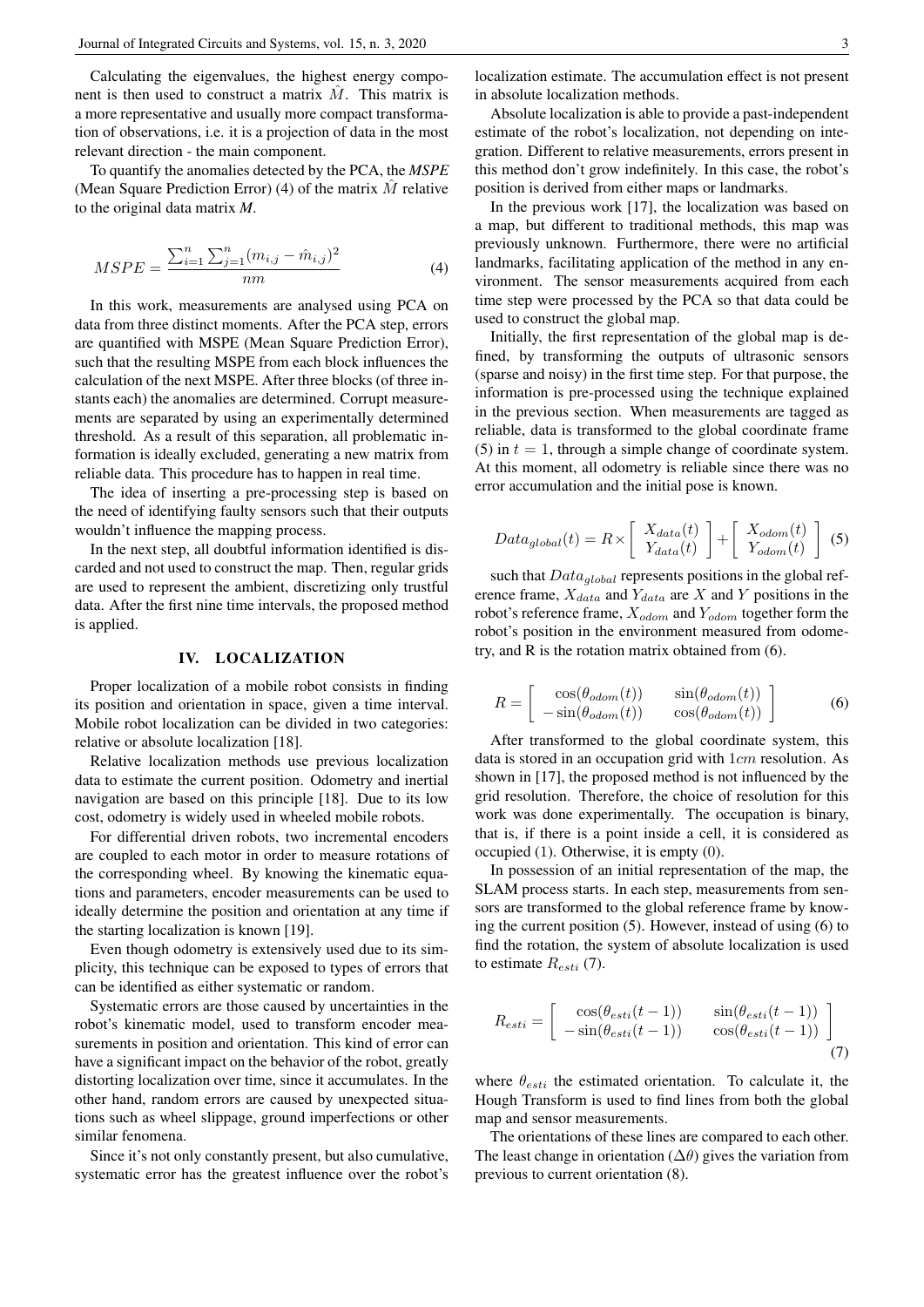Calculating the eigenvalues, the highest energy component is then used to construct a matrix $\hat{M}$. This matrix is a more representative and usually more compact transformation of observations, i.e. it is a projection of data in the most relevant direction - the main component.

To quantify the anomalies detected by the PCA, the ***MSPE*** (Mean Square Prediction Error) (4) of the matrix $\hat{M}$ relative to the original data matrix ***M***.

$$MSPE = \frac{\sum_{i=1}^{n}\sum_{j=1}^{n}(m_{i,j} - \hat{m}_{i,j})^2}{nm} \tag{4}$$

In this work, measurements are analysed using PCA on data from three distinct moments. After the PCA step, errors are quantified with MSPE (Mean Square Prediction Error), such that the resulting MSPE from each block influences the calculation of the next MSPE. After three blocks (of three instants each) the anomalies are determined. Corrupt measurements are separated by using an experimentally determined threshold. As a result of this separation, all problematic information is ideally excluded, generating a new matrix from reliable data. This procedure has to happen in real time.

The idea of inserting a pre-processing step is based on the need of identifying faulty sensors such that their outputs wouldn't influence the mapping process.

In the next step, all doubtful information identified is discarded and not used to construct the map. Then, regular grids are used to represent the ambient, discretizing only trustful data. After the first nine time intervals, the proposed method is applied.

## IV. LOCALIZATION

Proper localization of a mobile robot consists in finding its position and orientation in space, given a time interval. Mobile robot localization can be divided in two categories: relative or absolute localization [18].

Relative localization methods use previous localization data to estimate the current position. Odometry and inertial navigation are based on this principle [18]. Due to its low cost, odometry is widely used in wheeled mobile robots.

For differential driven robots, two incremental encoders are coupled to each motor in order to measure rotations of the corresponding wheel. By knowing the kinematic equations and parameters, encoder measurements can be used to ideally determine the position and orientation at any time if the starting localization is known [19].

Even though odometry is extensively used due to its simplicity, this technique can be exposed to types of errors that can be identified as either systematic or random.

Systematic errors are those caused by uncertainties in the robot's kinematic model, used to transform encoder measurements in position and orientation. This kind of error can have a significant impact on the behavior of the robot, greatly distorting localization over time, since it accumulates. In the other hand, random errors are caused by unexpected situations such as wheel slippage, ground imperfections or other similar fenomena.

Since it's not only constantly present, but also cumulative, systematic error has the greatest influence over the robot's localization estimate. The accumulation effect is not present in absolute localization methods.

Absolute localization is able to provide a past-independent estimate of the robot's localization, not depending on integration. Different to relative measurements, errors present in this method don't grow indefinitely. In this case, the robot's position is derived from either maps or landmarks.

In the previous work [17], the localization was based on a map, but different to traditional methods, this map was previously unknown. Furthermore, there were no artificial landmarks, facilitating application of the method in any environment. The sensor measurements acquired from each time step were processed by the PCA so that data could be used to construct the global map.

Initially, the first representation of the global map is defined, by transforming the outputs of ultrasonic sensors (sparse and noisy) in the first time step. For that purpose, the information is pre-processed using the technique explained in the previous section. When measurements are tagged as reliable, data is transformed to the global coordinate frame (5) in $t = 1$, through a simple change of coordinate system. At this moment, all odometry is reliable since there was no error accumulation and the initial pose is known.

$$Data_{global}(t) = R \times \begin{bmatrix} X_{data}(t) \\ Y_{data}(t) \end{bmatrix} + \begin{bmatrix} X_{odom}(t) \\ Y_{odom}(t) \end{bmatrix} \tag{5}$$

such that $Data_{global}$ represents positions in the global reference frame, $X_{data}$ and $Y_{data}$ are $X$ and $Y$ positions in the robot's reference frame, $X_{odom}$ and $Y_{odom}$ together form the robot's position in the environment measured from odometry, and R is the rotation matrix obtained from (6).

$$R = \begin{bmatrix} \cos(\theta_{odom}(t)) & \sin(\theta_{odom}(t)) \\ -\sin(\theta_{odom}(t)) & \cos(\theta_{odom}(t)) \end{bmatrix} \tag{6}$$

After transformed to the global coordinate system, this data is stored in an occupation grid with $1cm$ resolution. As shown in [17], the proposed method is not influenced by the grid resolution. Therefore, the choice of resolution for this work was done experimentally. The occupation is binary, that is, if there is a point inside a cell, it is considered as occupied (1). Otherwise, it is empty (0).

In possession of an initial representation of the map, the SLAM process starts. In each step, measurements from sensors are transformed to the global reference frame by knowing the current position (5). However, instead of using (6) to find the rotation, the system of absolute localization is used to estimate $R_{esti}$ (7).

$$R_{esti} = \begin{bmatrix} \cos(\theta_{esti}(t-1)) & \sin(\theta_{esti}(t-1)) \\ -\sin(\theta_{esti}(t-1)) & \cos(\theta_{esti}(t-1)) \end{bmatrix} \tag{7}$$

where $\theta_{esti}$ the estimated orientation. To calculate it, the Hough Transform is used to find lines from both the global map and sensor measurements.

The orientations of these lines are compared to each other. The least change in orientation ($\Delta\theta$) gives the variation from previous to current orientation (8).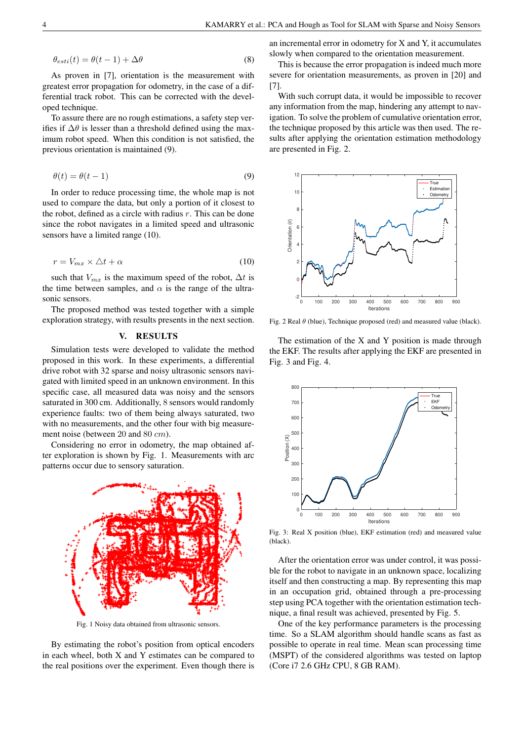$$\theta_{esti}(t) = \theta(t-1) + \Delta\theta \tag{8}$$

As proven in [7], orientation is the measurement with greatest error propagation for odometry, in the case of a differential track robot. This can be corrected with the developed technique.

To assure there are no rough estimations, a safety step verifies if $\Delta\theta$ is lesser than a threshold defined using the maximum robot speed. When this condition is not satisfied, the previous orientation is maintained (9).

$$\theta(t) = \theta(t-1) \tag{9}$$

In order to reduce processing time, the whole map is not used to compare the data, but only a portion of it closest to the robot, defined as a circle with radius $r$. This can be done since the robot navigates in a limited speed and ultrasonic sensors have a limited range (10).

$$r = V_{mx} \times \triangle t + \alpha \tag{10}$$

such that $V_{mx}$ is the maximum speed of the robot, $\Delta t$ is the time between samples, and $\alpha$ is the range of the ultrasonic sensors.

The proposed method was tested together with a simple exploration strategy, with results presents in the next section.

## V. RESULTS

Simulation tests were developed to validate the method proposed in this work. In these experiments, a differential drive robot with 32 sparse and noisy ultrasonic sensors navigated with limited speed in an unknown environment. In this specific case, all measured data was noisy and the sensors saturated in 300 cm. Additionally, 8 sensors would randomly experience faults: two of them being always saturated, two with no measurements, and the other four with big measurement noise (between 20 and 80 $cm$).

Considering no error in odometry, the map obtained after exploration is shown by Fig. 1. Measurements with arc patterns occur due to sensory saturation.

Fig. 1 Noisy data obtained from ultrasonic sensors.

By estimating the robot's position from optical encoders in each wheel, both X and Y estimates can be compared to the real positions over the experiment. Even though there is an incremental error in odometry for X and Y, it accumulates slowly when compared to the orientation measurement.

This is because the error propagation is indeed much more severe for orientation measurements, as proven in [20] and [7].

With such corrupt data, it would be impossible to recover any information from the map, hindering any attempt to navigation. To solve the problem of cumulative orientation error, the technique proposed by this article was then used. The results after applying the orientation estimation methodology are presented in Fig. 2.

Fig. 2 Real $\theta$ (blue), Technique proposed (red) and measured value (black).

The estimation of the X and Y position is made through the EKF. The results after applying the EKF are presented in Fig. 3 and Fig. 4.

Fig. 3: Real X position (blue), EKF estimation (red) and measured value (black).

After the orientation error was under control, it was possible for the robot to navigate in an unknown space, localizing itself and then constructing a map. By representing this map in an occupation grid, obtained through a pre-processing step using PCA together with the orientation estimation technique, a final result was achieved, presented by Fig. 5.

One of the key performance parameters is the processing time. So a SLAM algorithm should handle scans as fast as possible to operate in real time. Mean scan processing time (MSPT) of the considered algorithms was tested on laptop (Core i7 2.6 GHz CPU, 8 GB RAM).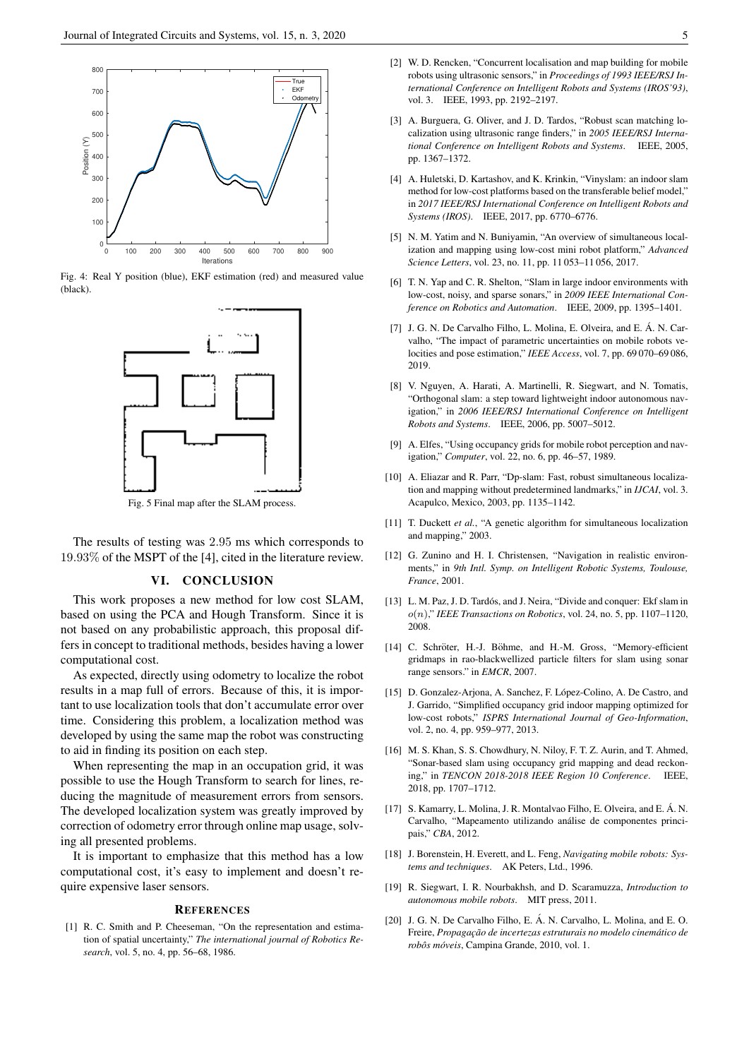800
700
600
500
400
300
200
100
0

Position (Y)

0 100 200 300 400 500 600 700 800 900

Iterations

True
EKF
Odometry

Fig. 4: Real Y position (blue), EKF estimation (red) and measured value (black).

Fig. 5 Final map after the SLAM process.

The results of testing was 2.95 ms which corresponds to 19.93% of the MSPT of the [4], cited in the literature review.

## VI. CONCLUSION

This work proposes a new method for low cost SLAM, based on using the PCA and Hough Transform. Since it is not based on any probabilistic approach, this proposal differs in concept to traditional methods, besides having a lower computational cost.

As expected, directly using odometry to localize the robot results in a map full of errors. Because of this, it is important to use localization tools that don't accumulate error over time. Considering this problem, a localization method was developed by using the same map the robot was constructing to aid in finding its position on each step.

When representing the map in an occupation grid, it was possible to use the Hough Transform to search for lines, reducing the magnitude of measurement errors from sensors. The developed localization system was greatly improved by correction of odometry error through online map usage, solving all presented problems.

It is important to emphasize that this method has a low computational cost, it's easy to implement and doesn't require expensive laser sensors.

## REFERENCES

[1] R. C. Smith and P. Cheeseman, "On the representation and estimation of spatial uncertainty," *The international journal of Robotics Research*, vol. 5, no. 4, pp. 56–68, 1986.

[2] W. D. Rencken, "Concurrent localisation and map building for mobile robots using ultrasonic sensors," in *Proceedings of 1993 IEEE/RSJ International Conference on Intelligent Robots and Systems (IROS'93)*, vol. 3. IEEE, 1993, pp. 2192–2197.

[3] A. Burguera, G. Oliver, and J. D. Tardos, "Robust scan matching localization using ultrasonic range finders," in *2005 IEEE/RSJ International Conference on Intelligent Robots and Systems*. IEEE, 2005, pp. 1367–1372.

[4] A. Huletski, D. Kartashov, and K. Krinkin, "Vinyslam: an indoor slam method for low-cost platforms based on the transferable belief model," in *2017 IEEE/RSJ International Conference on Intelligent Robots and Systems (IROS)*. IEEE, 2017, pp. 6770–6776.

[5] N. M. Yatim and N. Buniyamin, "An overview of simultaneous localization and mapping using low-cost mini robot platform," *Advanced Science Letters*, vol. 23, no. 11, pp. 11 053–11 056, 2017.

[6] T. N. Yap and C. R. Shelton, "Slam in large indoor environments with low-cost, noisy, and sparse sonars," in *2009 IEEE International Conference on Robotics and Automation*. IEEE, 2009, pp. 1395–1401.

[7] J. G. N. De Carvalho Filho, L. Molina, E. Olveira, and E. Á. N. Carvalho, "The impact of parametric uncertainties on mobile robots velocities and pose estimation," *IEEE Access*, vol. 7, pp. 69 070–69 086, 2019.

[8] V. Nguyen, A. Harati, A. Martinelli, R. Siegwart, and N. Tomatis, "Orthogonal slam: a step toward lightweight indoor autonomous navigation," in *2006 IEEE/RSJ International Conference on Intelligent Robots and Systems*. IEEE, 2006, pp. 5007–5012.

[9] A. Elfes, "Using occupancy grids for mobile robot perception and navigation," *Computer*, vol. 22, no. 6, pp. 46–57, 1989.

[10] A. Eliazar and R. Parr, "Dp-slam: Fast, robust simultaneous localization and mapping without predetermined landmarks," in *IJCAI*, vol. 3. Acapulco, Mexico, 2003, pp. 1135–1142.

[11] T. Duckett *et al.*, "A genetic algorithm for simultaneous localization and mapping," 2003.

[12] G. Zunino and H. I. Christensen, "Navigation in realistic environments," in *9th Intl. Symp. on Intelligent Robotic Systems, Toulouse, France*, 2001.

[13] L. M. Paz, J. D. Tardós, and J. Neira, "Divide and conquer: Ekf slam in $o(n)$," *IEEE Transactions on Robotics*, vol. 24, no. 5, pp. 1107–1120, 2008.

[14] C. Schröter, H.-J. Böhme, and H.-M. Gross, "Memory-efficient gridmaps in rao-blackwellized particle filters for slam using sonar range sensors." in *EMCR*, 2007.

[15] D. Gonzalez-Arjona, A. Sanchez, F. López-Colino, A. De Castro, and J. Garrido, "Simplified occupancy grid indoor mapping optimized for low-cost robots," *ISPRS International Journal of Geo-Information*, vol. 2, no. 4, pp. 959–977, 2013.

[16] M. S. Khan, S. S. Chowdhury, N. Niloy, F. T. Z. Aurin, and T. Ahmed, "Sonar-based slam using occupancy grid mapping and dead reckoning," in *TENCON 2018-2018 IEEE Region 10 Conference*. IEEE, 2018, pp. 1707–1712.

[17] S. Kamarry, L. Molina, J. R. Montalvao Filho, E. Olveira, and E. Á. N. Carvalho, "Mapeamento utilizando análise de componentes principais," *CBA*, 2012.

[18] J. Borenstein, H. Everett, and L. Feng, *Navigating mobile robots: Systems and techniques*. AK Peters, Ltd., 1996.

[19] R. Siegwart, I. R. Nourbakhsh, and D. Scaramuzza, *Introduction to autonomous mobile robots*. MIT press, 2011.

[20] J. G. N. De Carvalho Filho, E. Á. N. Carvalho, L. Molina, and E. O. Freire, *Propagação de incertezas estruturais no modelo cinemático de robôs móveis*, Campina Grande, 2010, vol. 1.